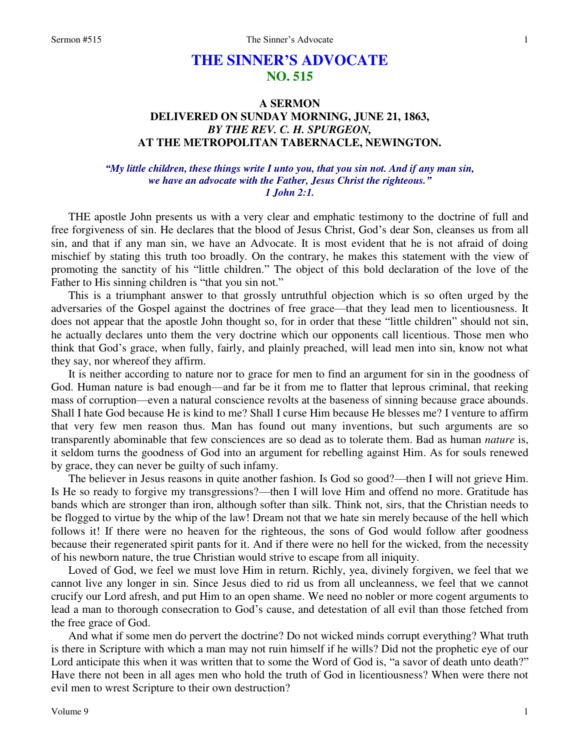# THE SINNER'S ADVOCATE
## NO. 515

### A SERMON
### DELIVERED ON SUNDAY MORNING, JUNE 21, 1863,
### *BY THE REV. C. H. SPURGEON,*
### AT THE METROPOLITAN TABERNACLE, NEWINGTON.

*"My little children, these things write I unto you, that you sin not. And if any man sin, we have an advocate with the Father, Jesus Christ the righteous." 1 John 2:1.*

THE apostle John presents us with a very clear and emphatic testimony to the doctrine of full and free forgiveness of sin. He declares that the blood of Jesus Christ, God's dear Son, cleanses us from all sin, and that if any man sin, we have an Advocate. It is most evident that he is not afraid of doing mischief by stating this truth too broadly. On the contrary, he makes this statement with the view of promoting the sanctity of his "little children." The object of this bold declaration of the love of the Father to His sinning children is "that you sin not."

This is a triumphant answer to that grossly untruthful objection which is so often urged by the adversaries of the Gospel against the doctrines of free grace—that they lead men to licentiousness. It does not appear that the apostle John thought so, for in order that these "little children" should not sin, he actually declares unto them the very doctrine which our opponents call licentious. Those men who think that God's grace, when fully, fairly, and plainly preached, will lead men into sin, know not what they say, nor whereof they affirm.

It is neither according to nature nor to grace for men to find an argument for sin in the goodness of God. Human nature is bad enough—and far be it from me to flatter that leprous criminal, that reeking mass of corruption—even a natural conscience revolts at the baseness of sinning because grace abounds. Shall I hate God because He is kind to me? Shall I curse Him because He blesses me? I venture to affirm that very few men reason thus. Man has found out many inventions, but such arguments are so transparently abominable that few consciences are so dead as to tolerate them. Bad as human *nature* is, it seldom turns the goodness of God into an argument for rebelling against Him. As for souls renewed by grace, they can never be guilty of such infamy.

The believer in Jesus reasons in quite another fashion. Is God so good?—then I will not grieve Him. Is He so ready to forgive my transgressions?—then I will love Him and offend no more. Gratitude has bands which are stronger than iron, although softer than silk. Think not, sirs, that the Christian needs to be flogged to virtue by the whip of the law! Dream not that we hate sin merely because of the hell which follows it! If there were no heaven for the righteous, the sons of God would follow after goodness because their regenerated spirit pants for it. And if there were no hell for the wicked, from the necessity of his newborn nature, the true Christian would strive to escape from all iniquity.

Loved of God, we feel we must love Him in return. Richly, yea, divinely forgiven, we feel that we cannot live any longer in sin. Since Jesus died to rid us from all uncleanness, we feel that we cannot crucify our Lord afresh, and put Him to an open shame. We need no nobler or more cogent arguments to lead a man to thorough consecration to God's cause, and detestation of all evil than those fetched from the free grace of God.

And what if some men do pervert the doctrine? Do not wicked minds corrupt everything? What truth is there in Scripture with which a man may not ruin himself if he wills? Did not the prophetic eye of our Lord anticipate this when it was written that to some the Word of God is, "a savor of death unto death?" Have there not been in all ages men who hold the truth of God in licentiousness? When were there not evil men to wrest Scripture to their own destruction?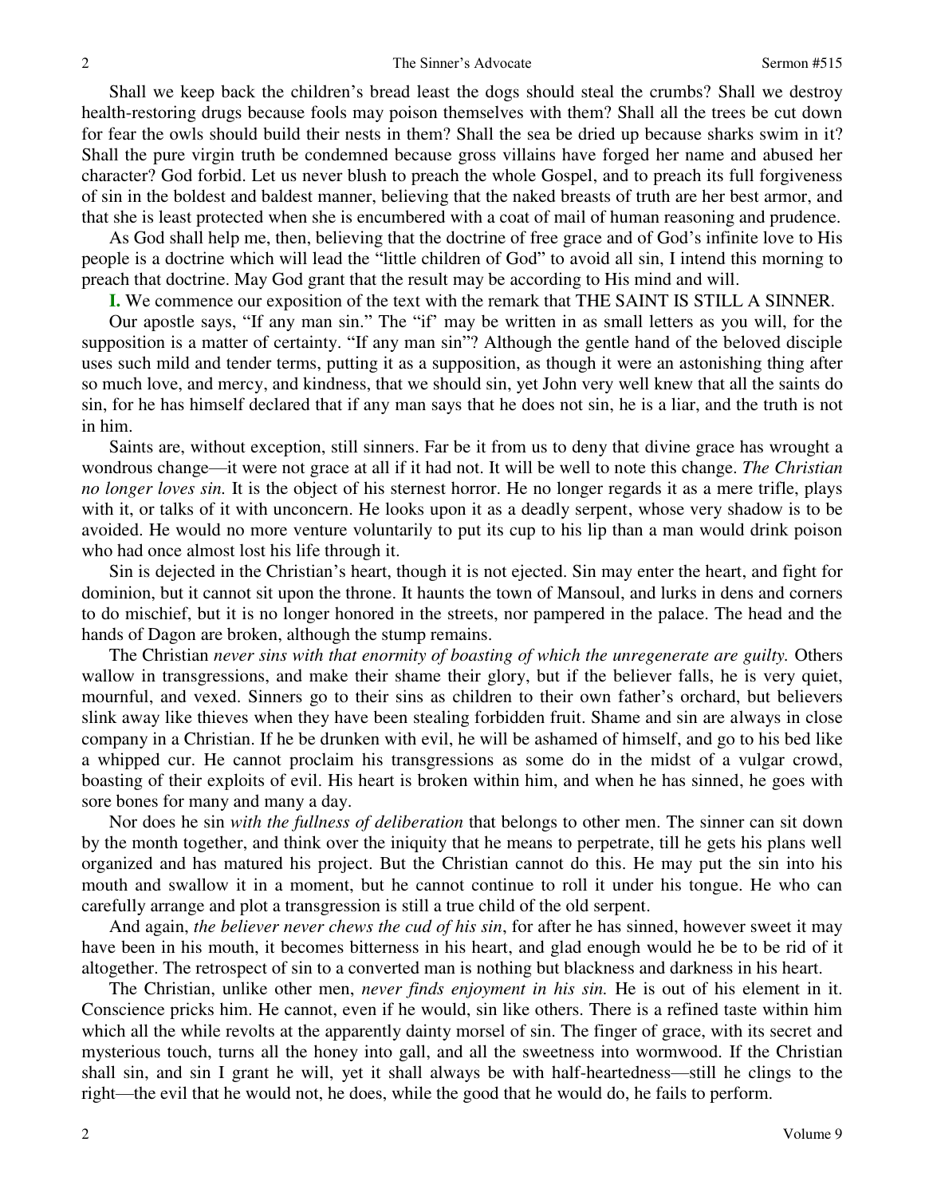Shall we keep back the children's bread least the dogs should steal the crumbs? Shall we destroy health-restoring drugs because fools may poison themselves with them? Shall all the trees be cut down for fear the owls should build their nests in them? Shall the sea be dried up because sharks swim in it? Shall the pure virgin truth be condemned because gross villains have forged her name and abused her character? God forbid. Let us never blush to preach the whole Gospel, and to preach its full forgiveness of sin in the boldest and baldest manner, believing that the naked breasts of truth are her best armor, and that she is least protected when she is encumbered with a coat of mail of human reasoning and prudence.

As God shall help me, then, believing that the doctrine of free grace and of God's infinite love to His people is a doctrine which will lead the "little children of God" to avoid all sin, I intend this morning to preach that doctrine. May God grant that the result may be according to His mind and will.

**I.** We commence our exposition of the text with the remark that THE SAINT IS STILL A SINNER.

Our apostle says, "If any man sin." The "if" may be written in as small letters as you will, for the supposition is a matter of certainty. "If any man sin"? Although the gentle hand of the beloved disciple uses such mild and tender terms, putting it as a supposition, as though it were an astonishing thing after so much love, and mercy, and kindness, that we should sin, yet John very well knew that all the saints do sin, for he has himself declared that if any man says that he does not sin, he is a liar, and the truth is not in him.

Saints are, without exception, still sinners. Far be it from us to deny that divine grace has wrought a wondrous change—it were not grace at all if it had not. It will be well to note this change. *The Christian no longer loves sin.* It is the object of his sternest horror. He no longer regards it as a mere trifle, plays with it, or talks of it with unconcern. He looks upon it as a deadly serpent, whose very shadow is to be avoided. He would no more venture voluntarily to put its cup to his lip than a man would drink poison who had once almost lost his life through it.

Sin is dejected in the Christian's heart, though it is not ejected. Sin may enter the heart, and fight for dominion, but it cannot sit upon the throne. It haunts the town of Mansoul, and lurks in dens and corners to do mischief, but it is no longer honored in the streets, nor pampered in the palace. The head and the hands of Dagon are broken, although the stump remains.

The Christian *never sins with that enormity of boasting of which the unregenerate are guilty.* Others wallow in transgressions, and make their shame their glory, but if the believer falls, he is very quiet, mournful, and vexed. Sinners go to their sins as children to their own father's orchard, but believers slink away like thieves when they have been stealing forbidden fruit. Shame and sin are always in close company in a Christian. If he be drunken with evil, he will be ashamed of himself, and go to his bed like a whipped cur. He cannot proclaim his transgressions as some do in the midst of a vulgar crowd, boasting of their exploits of evil. His heart is broken within him, and when he has sinned, he goes with sore bones for many and many a day.

Nor does he sin *with the fullness of deliberation* that belongs to other men. The sinner can sit down by the month together, and think over the iniquity that he means to perpetrate, till he gets his plans well organized and has matured his project. But the Christian cannot do this. He may put the sin into his mouth and swallow it in a moment, but he cannot continue to roll it under his tongue. He who can carefully arrange and plot a transgression is still a true child of the old serpent.

And again, *the believer never chews the cud of his sin*, for after he has sinned, however sweet it may have been in his mouth, it becomes bitterness in his heart, and glad enough would he be to be rid of it altogether. The retrospect of sin to a converted man is nothing but blackness and darkness in his heart.

The Christian, unlike other men, *never finds enjoyment in his sin.* He is out of his element in it. Conscience pricks him. He cannot, even if he would, sin like others. There is a refined taste within him which all the while revolts at the apparently dainty morsel of sin. The finger of grace, with its secret and mysterious touch, turns all the honey into gall, and all the sweetness into wormwood. If the Christian shall sin, and sin I grant he will, yet it shall always be with half-heartedness—still he clings to the right—the evil that he would not, he does, while the good that he would do, he fails to perform.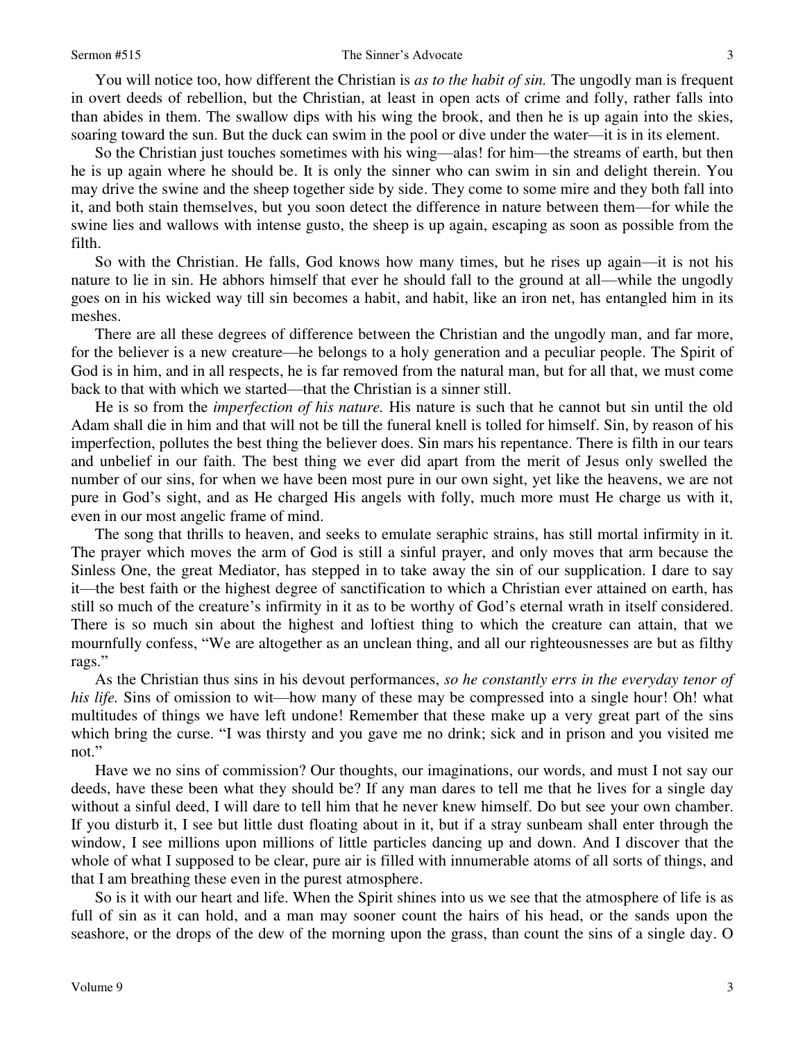You will notice too, how different the Christian is *as to the habit of sin.* The ungodly man is frequent in overt deeds of rebellion, but the Christian, at least in open acts of crime and folly, rather falls into than abides in them. The swallow dips with his wing the brook, and then he is up again into the skies, soaring toward the sun. But the duck can swim in the pool or dive under the water—it is in its element.

So the Christian just touches sometimes with his wing—alas! for him—the streams of earth, but then he is up again where he should be. It is only the sinner who can swim in sin and delight therein. You may drive the swine and the sheep together side by side. They come to some mire and they both fall into it, and both stain themselves, but you soon detect the difference in nature between them—for while the swine lies and wallows with intense gusto, the sheep is up again, escaping as soon as possible from the filth.

So with the Christian. He falls, God knows how many times, but he rises up again—it is not his nature to lie in sin. He abhors himself that ever he should fall to the ground at all—while the ungodly goes on in his wicked way till sin becomes a habit, and habit, like an iron net, has entangled him in its meshes.

There are all these degrees of difference between the Christian and the ungodly man, and far more, for the believer is a new creature—he belongs to a holy generation and a peculiar people. The Spirit of God is in him, and in all respects, he is far removed from the natural man, but for all that, we must come back to that with which we started—that the Christian is a sinner still.

He is so from the *imperfection of his nature.* His nature is such that he cannot but sin until the old Adam shall die in him and that will not be till the funeral knell is tolled for himself. Sin, by reason of his imperfection, pollutes the best thing the believer does. Sin mars his repentance. There is filth in our tears and unbelief in our faith. The best thing we ever did apart from the merit of Jesus only swelled the number of our sins, for when we have been most pure in our own sight, yet like the heavens, we are not pure in God's sight, and as He charged His angels with folly, much more must He charge us with it, even in our most angelic frame of mind.

The song that thrills to heaven, and seeks to emulate seraphic strains, has still mortal infirmity in it. The prayer which moves the arm of God is still a sinful prayer, and only moves that arm because the Sinless One, the great Mediator, has stepped in to take away the sin of our supplication. I dare to say it—the best faith or the highest degree of sanctification to which a Christian ever attained on earth, has still so much of the creature's infirmity in it as to be worthy of God's eternal wrath in itself considered. There is so much sin about the highest and loftiest thing to which the creature can attain, that we mournfully confess, "We are altogether as an unclean thing, and all our righteousnesses are but as filthy rags."

As the Christian thus sins in his devout performances, *so he constantly errs in the everyday tenor of his life.* Sins of omission to wit—how many of these may be compressed into a single hour! Oh! what multitudes of things we have left undone! Remember that these make up a very great part of the sins which bring the curse. "I was thirsty and you gave me no drink; sick and in prison and you visited me not."

Have we no sins of commission? Our thoughts, our imaginations, our words, and must I not say our deeds, have these been what they should be? If any man dares to tell me that he lives for a single day without a sinful deed, I will dare to tell him that he never knew himself. Do but see your own chamber. If you disturb it, I see but little dust floating about in it, but if a stray sunbeam shall enter through the window, I see millions upon millions of little particles dancing up and down. And I discover that the whole of what I supposed to be clear, pure air is filled with innumerable atoms of all sorts of things, and that I am breathing these even in the purest atmosphere.

So is it with our heart and life. When the Spirit shines into us we see that the atmosphere of life is as full of sin as it can hold, and a man may sooner count the hairs of his head, or the sands upon the seashore, or the drops of the dew of the morning upon the grass, than count the sins of a single day. O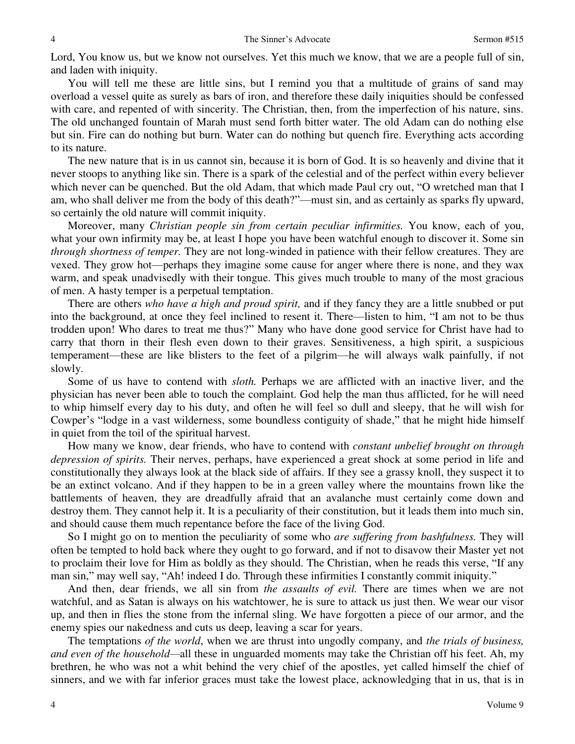Lord, You know us, but we know not ourselves. Yet this much we know, that we are a people full of sin, and laden with iniquity.

You will tell me these are little sins, but I remind you that a multitude of grains of sand may overload a vessel quite as surely as bars of iron, and therefore these daily iniquities should be confessed with care, and repented of with sincerity. The Christian, then, from the imperfection of his nature, sins. The old unchanged fountain of Marah must send forth bitter water. The old Adam can do nothing else but sin. Fire can do nothing but burn. Water can do nothing but quench fire. Everything acts according to its nature.

The new nature that is in us cannot sin, because it is born of God. It is so heavenly and divine that it never stoops to anything like sin. There is a spark of the celestial and of the perfect within every believer which never can be quenched. But the old Adam, that which made Paul cry out, "O wretched man that I am, who shall deliver me from the body of this death?"—must sin, and as certainly as sparks fly upward, so certainly the old nature will commit iniquity.

Moreover, many *Christian people sin from certain peculiar infirmities.* You know, each of you, what your own infirmity may be, at least I hope you have been watchful enough to discover it. Some sin *through shortness of temper.* They are not long-winded in patience with their fellow creatures. They are vexed. They grow hot—perhaps they imagine some cause for anger where there is none, and they wax warm, and speak unadvisedly with their tongue. This gives much trouble to many of the most gracious of men. A hasty temper is a perpetual temptation.

There are others *who have a high and proud spirit,* and if they fancy they are a little snubbed or put into the background, at once they feel inclined to resent it. There—listen to him, "I am not to be thus trodden upon! Who dares to treat me thus?" Many who have done good service for Christ have had to carry that thorn in their flesh even down to their graves. Sensitiveness, a high spirit, a suspicious temperament—these are like blisters to the feet of a pilgrim—he will always walk painfully, if not slowly.

Some of us have to contend with *sloth.* Perhaps we are afflicted with an inactive liver, and the physician has never been able to touch the complaint. God help the man thus afflicted, for he will need to whip himself every day to his duty, and often he will feel so dull and sleepy, that he will wish for Cowper's "lodge in a vast wilderness, some boundless contiguity of shade," that he might hide himself in quiet from the toil of the spiritual harvest.

How many we know, dear friends, who have to contend with *constant unbelief brought on through depression of spirits.* Their nerves, perhaps, have experienced a great shock at some period in life and constitutionally they always look at the black side of affairs. If they see a grassy knoll, they suspect it to be an extinct volcano. And if they happen to be in a green valley where the mountains frown like the battlements of heaven, they are dreadfully afraid that an avalanche must certainly come down and destroy them. They cannot help it. It is a peculiarity of their constitution, but it leads them into much sin, and should cause them much repentance before the face of the living God.

So I might go on to mention the peculiarity of some who *are suffering from bashfulness.* They will often be tempted to hold back where they ought to go forward, and if not to disavow their Master yet not to proclaim their love for Him as boldly as they should. The Christian, when he reads this verse, "If any man sin," may well say, "Ah! indeed I do. Through these infirmities I constantly commit iniquity."

And then, dear friends, we all sin from *the assaults of evil.* There are times when we are not watchful, and as Satan is always on his watchtower, he is sure to attack us just then. We wear our visor up, and then in flies the stone from the infernal sling. We have forgotten a piece of our armor, and the enemy spies our nakedness and cuts us deep, leaving a scar for years.

The temptations *of the world*, when we are thrust into ungodly company, and *the trials of business, and even of the household*—all these in unguarded moments may take the Christian off his feet. Ah, my brethren, he who was not a whit behind the very chief of the apostles, yet called himself the chief of sinners, and we with far inferior graces must take the lowest place, acknowledging that in us, that is in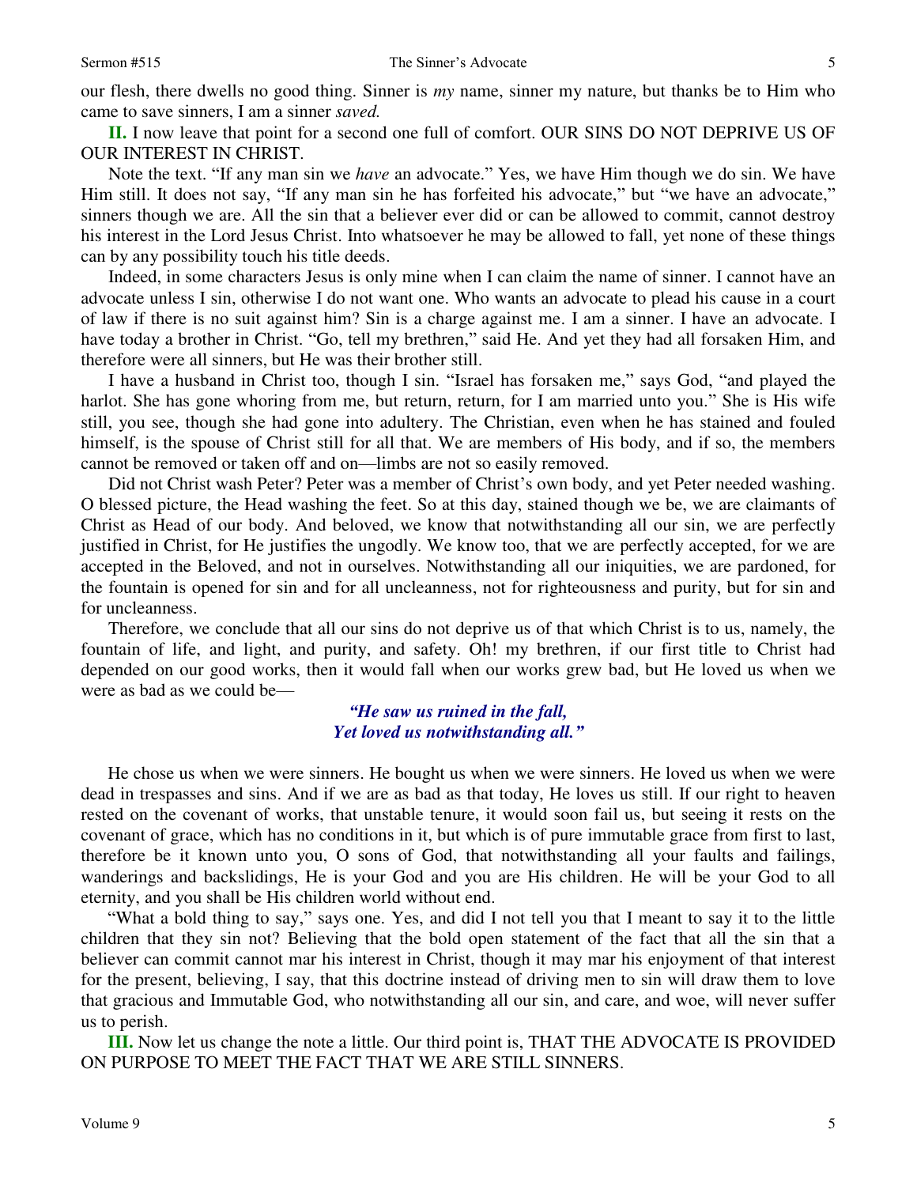our flesh, there dwells no good thing. Sinner is *my* name, sinner my nature, but thanks be to Him who came to save sinners, I am a sinner *saved.*

**II.** I now leave that point for a second one full of comfort. OUR SINS DO NOT DEPRIVE US OF OUR INTEREST IN CHRIST.

Note the text. "If any man sin we *have* an advocate." Yes, we have Him though we do sin. We have Him still. It does not say, "If any man sin he has forfeited his advocate," but "we have an advocate," sinners though we are. All the sin that a believer ever did or can be allowed to commit, cannot destroy his interest in the Lord Jesus Christ. Into whatsoever he may be allowed to fall, yet none of these things can by any possibility touch his title deeds.

Indeed, in some characters Jesus is only mine when I can claim the name of sinner. I cannot have an advocate unless I sin, otherwise I do not want one. Who wants an advocate to plead his cause in a court of law if there is no suit against him? Sin is a charge against me. I am a sinner. I have an advocate. I have today a brother in Christ. "Go, tell my brethren," said He. And yet they had all forsaken Him, and therefore were all sinners, but He was their brother still.

I have a husband in Christ too, though I sin. "Israel has forsaken me," says God, "and played the harlot. She has gone whoring from me, but return, return, for I am married unto you." She is His wife still, you see, though she had gone into adultery. The Christian, even when he has stained and fouled himself, is the spouse of Christ still for all that. We are members of His body, and if so, the members cannot be removed or taken off and on—limbs are not so easily removed.

Did not Christ wash Peter? Peter was a member of Christ's own body, and yet Peter needed washing. O blessed picture, the Head washing the feet. So at this day, stained though we be, we are claimants of Christ as Head of our body. And beloved, we know that notwithstanding all our sin, we are perfectly justified in Christ, for He justifies the ungodly. We know too, that we are perfectly accepted, for we are accepted in the Beloved, and not in ourselves. Notwithstanding all our iniquities, we are pardoned, for the fountain is opened for sin and for all uncleanness, not for righteousness and purity, but for sin and for uncleanness.

Therefore, we conclude that all our sins do not deprive us of that which Christ is to us, namely, the fountain of life, and light, and purity, and safety. Oh! my brethren, if our first title to Christ had depended on our good works, then it would fall when our works grew bad, but He loved us when we were as bad as we could be—

> ***"He saw us ruined in the fall,***
> ***Yet loved us notwithstanding all."***

He chose us when we were sinners. He bought us when we were sinners. He loved us when we were dead in trespasses and sins. And if we are as bad as that today, He loves us still. If our right to heaven rested on the covenant of works, that unstable tenure, it would soon fail us, but seeing it rests on the covenant of grace, which has no conditions in it, but which is of pure immutable grace from first to last, therefore be it known unto you, O sons of God, that notwithstanding all your faults and failings, wanderings and backslidings, He is your God and you are His children. He will be your God to all eternity, and you shall be His children world without end.

"What a bold thing to say," says one. Yes, and did I not tell you that I meant to say it to the little children that they sin not? Believing that the bold open statement of the fact that all the sin that a believer can commit cannot mar his interest in Christ, though it may mar his enjoyment of that interest for the present, believing, I say, that this doctrine instead of driving men to sin will draw them to love that gracious and Immutable God, who notwithstanding all our sin, and care, and woe, will never suffer us to perish.

**III.** Now let us change the note a little. Our third point is, THAT THE ADVOCATE IS PROVIDED ON PURPOSE TO MEET THE FACT THAT WE ARE STILL SINNERS.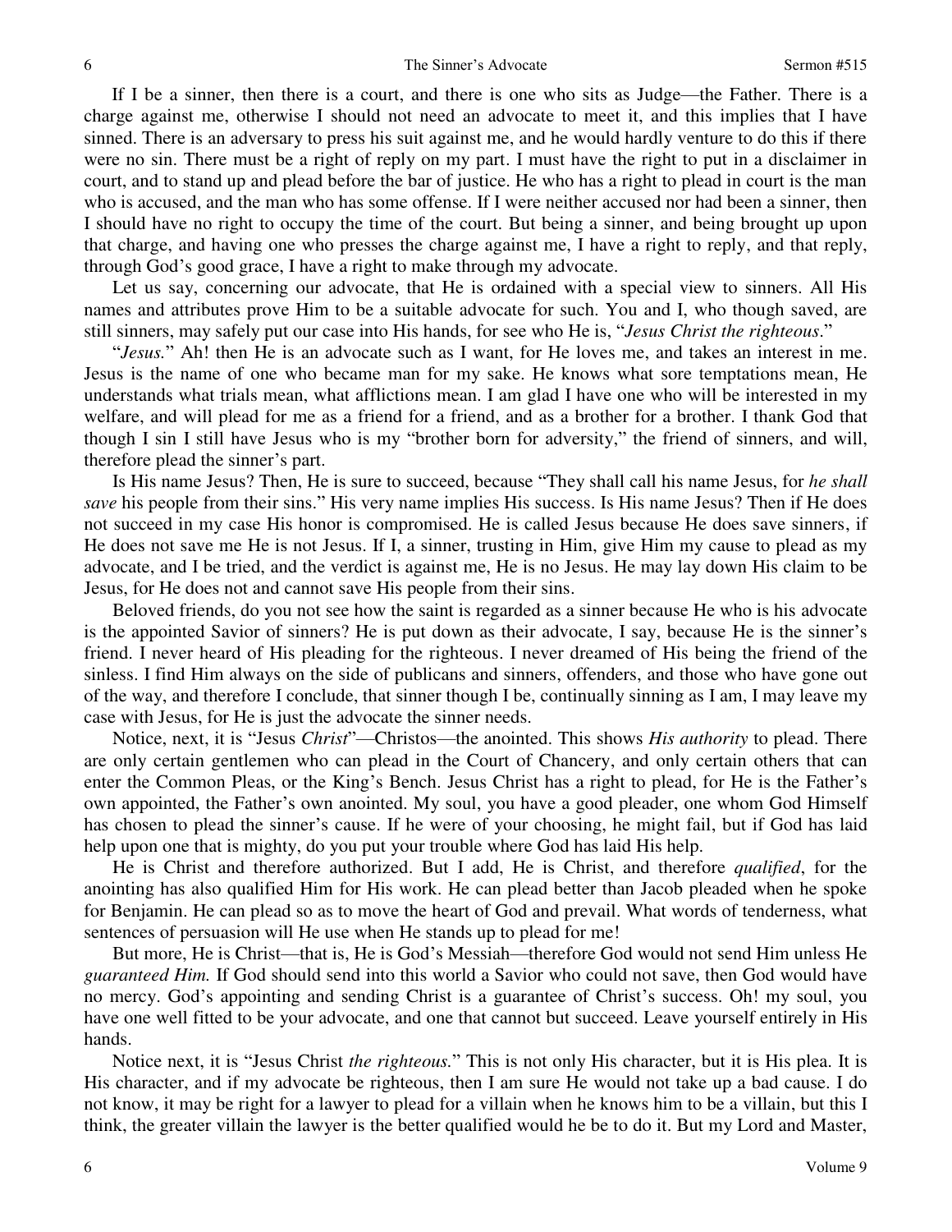If I be a sinner, then there is a court, and there is one who sits as Judge—the Father. There is a charge against me, otherwise I should not need an advocate to meet it, and this implies that I have sinned. There is an adversary to press his suit against me, and he would hardly venture to do this if there were no sin. There must be a right of reply on my part. I must have the right to put in a disclaimer in court, and to stand up and plead before the bar of justice. He who has a right to plead in court is the man who is accused, and the man who has some offense. If I were neither accused nor had been a sinner, then I should have no right to occupy the time of the court. But being a sinner, and being brought up upon that charge, and having one who presses the charge against me, I have a right to reply, and that reply, through God's good grace, I have a right to make through my advocate.

Let us say, concerning our advocate, that He is ordained with a special view to sinners. All His names and attributes prove Him to be a suitable advocate for such. You and I, who though saved, are still sinners, may safely put our case into His hands, for see who He is, "*Jesus Christ the righteous*."

"*Jesus.*" Ah! then He is an advocate such as I want, for He loves me, and takes an interest in me. Jesus is the name of one who became man for my sake. He knows what sore temptations mean, He understands what trials mean, what afflictions mean. I am glad I have one who will be interested in my welfare, and will plead for me as a friend for a friend, and as a brother for a brother. I thank God that though I sin I still have Jesus who is my "brother born for adversity," the friend of sinners, and will, therefore plead the sinner's part.

Is His name Jesus? Then, He is sure to succeed, because "They shall call his name Jesus, for *he shall save* his people from their sins." His very name implies His success. Is His name Jesus? Then if He does not succeed in my case His honor is compromised. He is called Jesus because He does save sinners, if He does not save me He is not Jesus. If I, a sinner, trusting in Him, give Him my cause to plead as my advocate, and I be tried, and the verdict is against me, He is no Jesus. He may lay down His claim to be Jesus, for He does not and cannot save His people from their sins.

Beloved friends, do you not see how the saint is regarded as a sinner because He who is his advocate is the appointed Savior of sinners? He is put down as their advocate, I say, because He is the sinner's friend. I never heard of His pleading for the righteous. I never dreamed of His being the friend of the sinless. I find Him always on the side of publicans and sinners, offenders, and those who have gone out of the way, and therefore I conclude, that sinner though I be, continually sinning as I am, I may leave my case with Jesus, for He is just the advocate the sinner needs.

Notice, next, it is "Jesus *Christ*"—Christos—the anointed. This shows *His authority* to plead. There are only certain gentlemen who can plead in the Court of Chancery, and only certain others that can enter the Common Pleas, or the King's Bench. Jesus Christ has a right to plead, for He is the Father's own appointed, the Father's own anointed. My soul, you have a good pleader, one whom God Himself has chosen to plead the sinner's cause. If he were of your choosing, he might fail, but if God has laid help upon one that is mighty, do you put your trouble where God has laid His help.

He is Christ and therefore authorized. But I add, He is Christ, and therefore *qualified*, for the anointing has also qualified Him for His work. He can plead better than Jacob pleaded when he spoke for Benjamin. He can plead so as to move the heart of God and prevail. What words of tenderness, what sentences of persuasion will He use when He stands up to plead for me!

But more, He is Christ—that is, He is God's Messiah—therefore God would not send Him unless He *guaranteed Him.* If God should send into this world a Savior who could not save, then God would have no mercy. God's appointing and sending Christ is a guarantee of Christ's success. Oh! my soul, you have one well fitted to be your advocate, and one that cannot but succeed. Leave yourself entirely in His hands.

Notice next, it is "Jesus Christ *the righteous.*" This is not only His character, but it is His plea. It is His character, and if my advocate be righteous, then I am sure He would not take up a bad cause. I do not know, it may be right for a lawyer to plead for a villain when he knows him to be a villain, but this I think, the greater villain the lawyer is the better qualified would he be to do it. But my Lord and Master,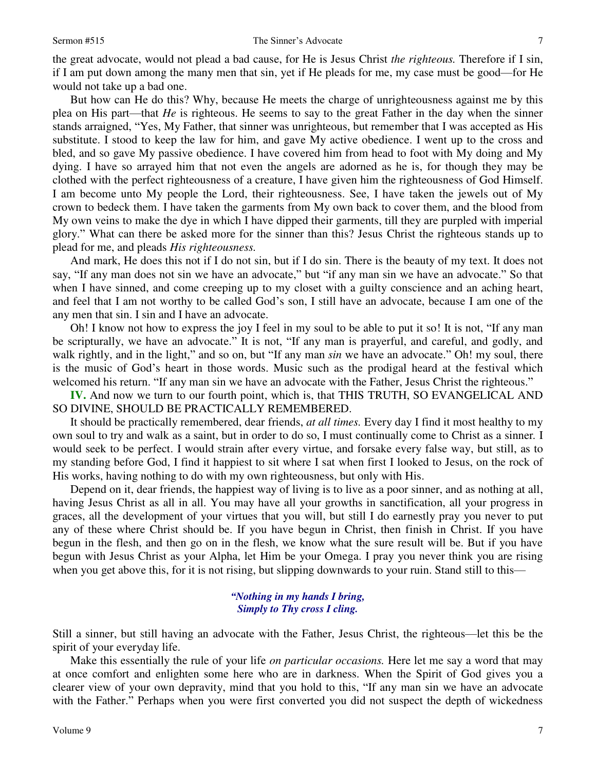the great advocate, would not plead a bad cause, for He is Jesus Christ *the righteous.* Therefore if I sin, if I am put down among the many men that sin, yet if He pleads for me, my case must be good—for He would not take up a bad one.

But how can He do this? Why, because He meets the charge of unrighteousness against me by this plea on His part—that *He* is righteous. He seems to say to the great Father in the day when the sinner stands arraigned, "Yes, My Father, that sinner was unrighteous, but remember that I was accepted as His substitute. I stood to keep the law for him, and gave My active obedience. I went up to the cross and bled, and so gave My passive obedience. I have covered him from head to foot with My doing and My dying. I have so arrayed him that not even the angels are adorned as he is, for though they may be clothed with the perfect righteousness of a creature, I have given him the righteousness of God Himself. I am become unto My people the Lord, their righteousness. See, I have taken the jewels out of My crown to bedeck them. I have taken the garments from My own back to cover them, and the blood from My own veins to make the dye in which I have dipped their garments, till they are purpled with imperial glory." What can there be asked more for the sinner than this? Jesus Christ the righteous stands up to plead for me, and pleads *His righteousness.*

And mark, He does this not if I do not sin, but if I do sin. There is the beauty of my text. It does not say, "If any man does not sin we have an advocate," but "if any man sin we have an advocate." So that when I have sinned, and come creeping up to my closet with a guilty conscience and an aching heart, and feel that I am not worthy to be called God's son, I still have an advocate, because I am one of the any men that sin. I sin and I have an advocate.

Oh! I know not how to express the joy I feel in my soul to be able to put it so! It is not, "If any man be scripturally, we have an advocate." It is not, "If any man is prayerful, and careful, and godly, and walk rightly, and in the light," and so on, but "If any man *sin* we have an advocate." Oh! my soul, there is the music of God's heart in those words. Music such as the prodigal heard at the festival which welcomed his return. "If any man sin we have an advocate with the Father, Jesus Christ the righteous."

**IV.** And now we turn to our fourth point, which is, that THIS TRUTH, SO EVANGELICAL AND SO DIVINE, SHOULD BE PRACTICALLY REMEMBERED.

It should be practically remembered, dear friends, *at all times.* Every day I find it most healthy to my own soul to try and walk as a saint, but in order to do so, I must continually come to Christ as a sinner. I would seek to be perfect. I would strain after every virtue, and forsake every false way, but still, as to my standing before God, I find it happiest to sit where I sat when first I looked to Jesus, on the rock of His works, having nothing to do with my own righteousness, but only with His.

Depend on it, dear friends, the happiest way of living is to live as a poor sinner, and as nothing at all, having Jesus Christ as all in all. You may have all your growths in sanctification, all your progress in graces, all the development of your virtues that you will, but still I do earnestly pray you never to put any of these where Christ should be. If you have begun in Christ, then finish in Christ. If you have begun in the flesh, and then go on in the flesh, we know what the sure result will be. But if you have begun with Jesus Christ as your Alpha, let Him be your Omega. I pray you never think you are rising when you get above this, for it is not rising, but slipping downwards to your ruin. Stand still to this—

> ***"Nothing in my hands I bring,***
> ***Simply to Thy cross I cling.***

Still a sinner, but still having an advocate with the Father, Jesus Christ, the righteous—let this be the spirit of your everyday life.

Make this essentially the rule of your life *on particular occasions.* Here let me say a word that may at once comfort and enlighten some here who are in darkness. When the Spirit of God gives you a clearer view of your own depravity, mind that you hold to this, "If any man sin we have an advocate with the Father." Perhaps when you were first converted you did not suspect the depth of wickedness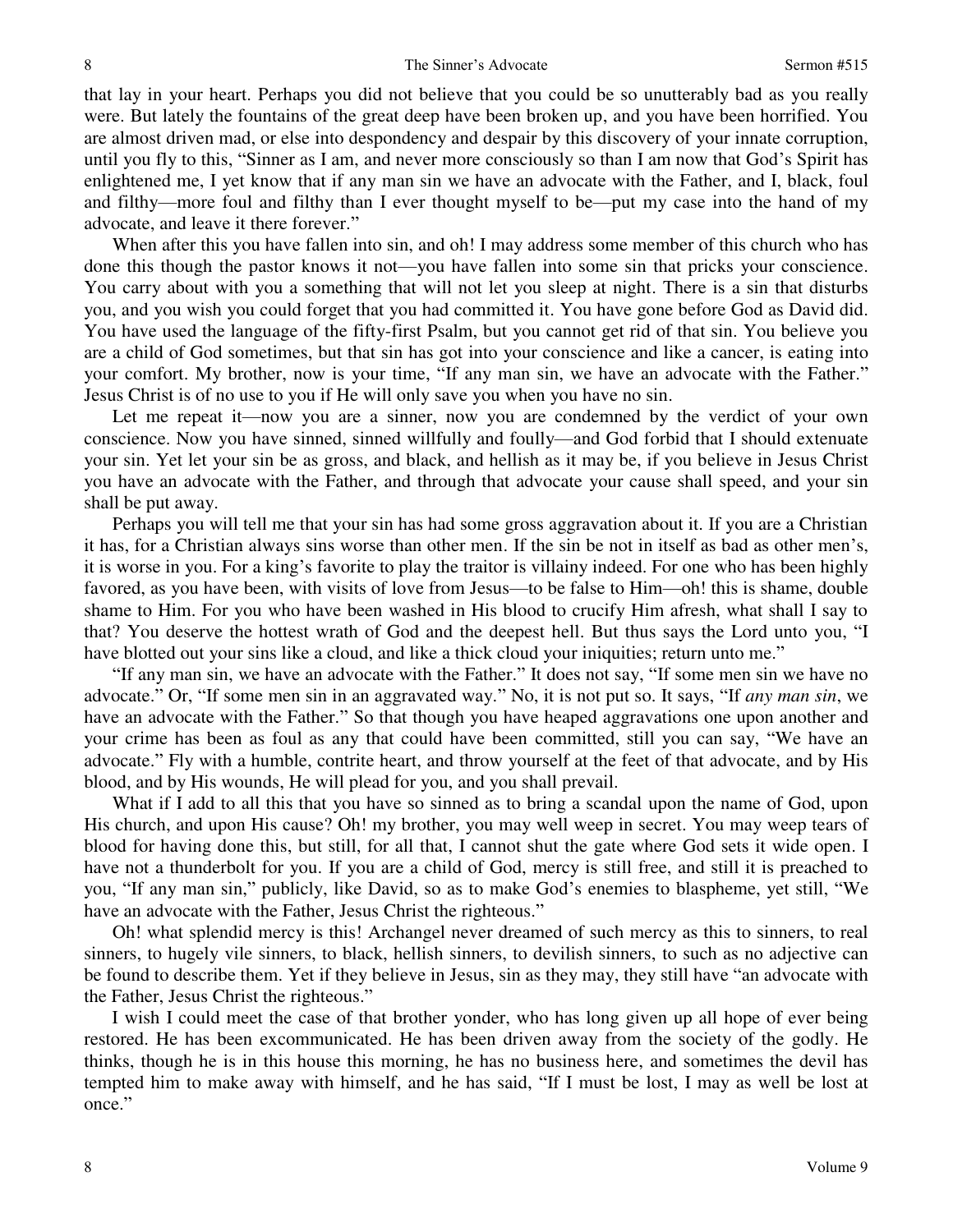that lay in your heart. Perhaps you did not believe that you could be so unutterably bad as you really were. But lately the fountains of the great deep have been broken up, and you have been horrified. You are almost driven mad, or else into despondency and despair by this discovery of your innate corruption, until you fly to this, "Sinner as I am, and never more consciously so than I am now that God's Spirit has enlightened me, I yet know that if any man sin we have an advocate with the Father, and I, black, foul and filthy—more foul and filthy than I ever thought myself to be—put my case into the hand of my advocate, and leave it there forever."

When after this you have fallen into sin, and oh! I may address some member of this church who has done this though the pastor knows it not—you have fallen into some sin that pricks your conscience. You carry about with you a something that will not let you sleep at night. There is a sin that disturbs you, and you wish you could forget that you had committed it. You have gone before God as David did. You have used the language of the fifty-first Psalm, but you cannot get rid of that sin. You believe you are a child of God sometimes, but that sin has got into your conscience and like a cancer, is eating into your comfort. My brother, now is your time, "If any man sin, we have an advocate with the Father." Jesus Christ is of no use to you if He will only save you when you have no sin.

Let me repeat it—now you are a sinner, now you are condemned by the verdict of your own conscience. Now you have sinned, sinned willfully and foully—and God forbid that I should extenuate your sin. Yet let your sin be as gross, and black, and hellish as it may be, if you believe in Jesus Christ you have an advocate with the Father, and through that advocate your cause shall speed, and your sin shall be put away.

Perhaps you will tell me that your sin has had some gross aggravation about it. If you are a Christian it has, for a Christian always sins worse than other men. If the sin be not in itself as bad as other men's, it is worse in you. For a king's favorite to play the traitor is villainy indeed. For one who has been highly favored, as you have been, with visits of love from Jesus—to be false to Him—oh! this is shame, double shame to Him. For you who have been washed in His blood to crucify Him afresh, what shall I say to that? You deserve the hottest wrath of God and the deepest hell. But thus says the Lord unto you, "I have blotted out your sins like a cloud, and like a thick cloud your iniquities; return unto me."

"If any man sin, we have an advocate with the Father." It does not say, "If some men sin we have no advocate." Or, "If some men sin in an aggravated way." No, it is not put so. It says, "If *any man sin*, we have an advocate with the Father." So that though you have heaped aggravations one upon another and your crime has been as foul as any that could have been committed, still you can say, "We have an advocate." Fly with a humble, contrite heart, and throw yourself at the feet of that advocate, and by His blood, and by His wounds, He will plead for you, and you shall prevail.

What if I add to all this that you have so sinned as to bring a scandal upon the name of God, upon His church, and upon His cause? Oh! my brother, you may well weep in secret. You may weep tears of blood for having done this, but still, for all that, I cannot shut the gate where God sets it wide open. I have not a thunderbolt for you. If you are a child of God, mercy is still free, and still it is preached to you, "If any man sin," publicly, like David, so as to make God's enemies to blaspheme, yet still, "We have an advocate with the Father, Jesus Christ the righteous."

Oh! what splendid mercy is this! Archangel never dreamed of such mercy as this to sinners, to real sinners, to hugely vile sinners, to black, hellish sinners, to devilish sinners, to such as no adjective can be found to describe them. Yet if they believe in Jesus, sin as they may, they still have "an advocate with the Father, Jesus Christ the righteous."

I wish I could meet the case of that brother yonder, who has long given up all hope of ever being restored. He has been excommunicated. He has been driven away from the society of the godly. He thinks, though he is in this house this morning, he has no business here, and sometimes the devil has tempted him to make away with himself, and he has said, "If I must be lost, I may as well be lost at once."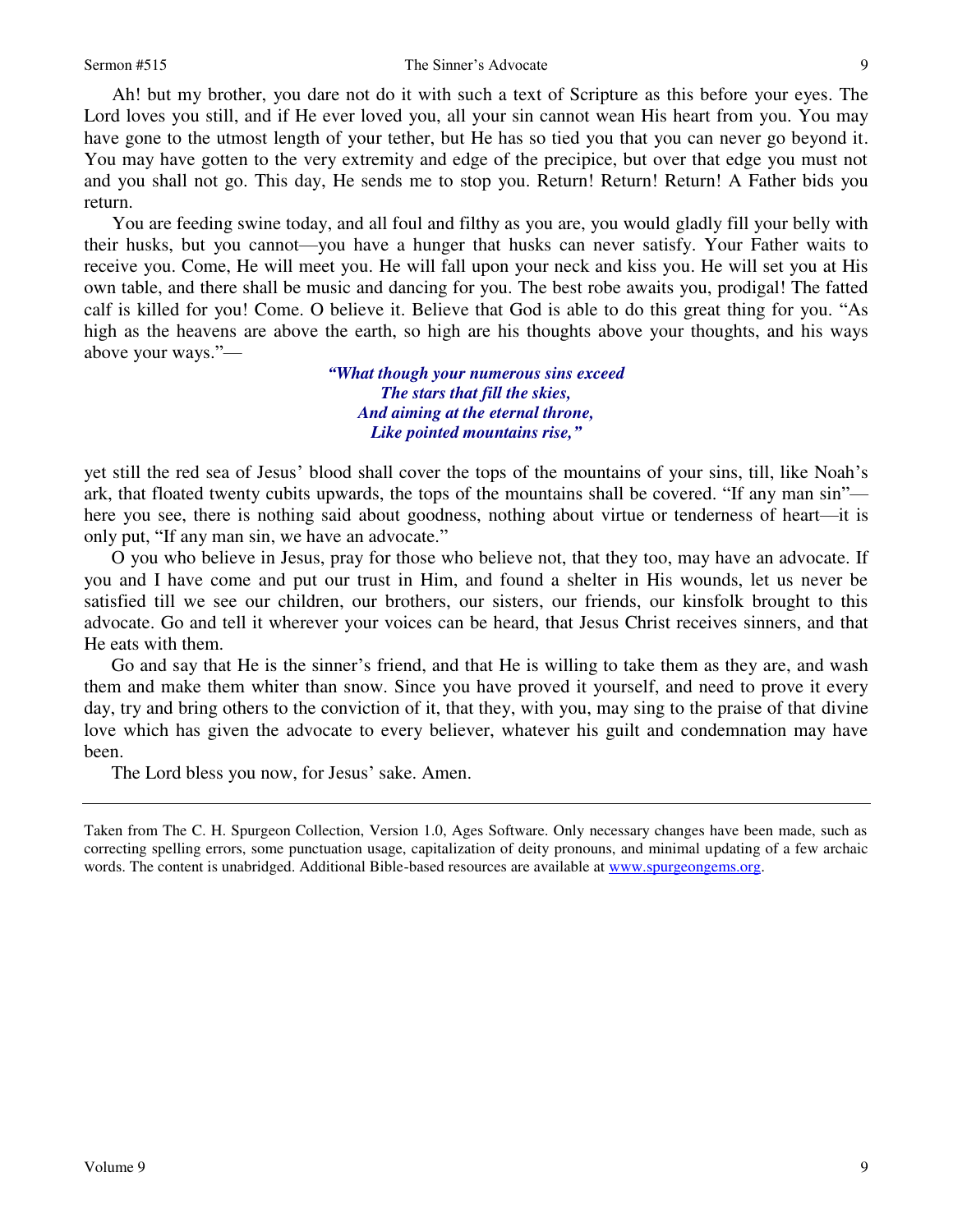Ah! but my brother, you dare not do it with such a text of Scripture as this before your eyes. The Lord loves you still, and if He ever loved you, all your sin cannot wean His heart from you. You may have gone to the utmost length of your tether, but He has so tied you that you can never go beyond it. You may have gotten to the very extremity and edge of the precipice, but over that edge you must not and you shall not go. This day, He sends me to stop you. Return! Return! Return! A Father bids you return.

You are feeding swine today, and all foul and filthy as you are, you would gladly fill your belly with their husks, but you cannot—you have a hunger that husks can never satisfy. Your Father waits to receive you. Come, He will meet you. He will fall upon your neck and kiss you. He will set you at His own table, and there shall be music and dancing for you. The best robe awaits you, prodigal! The fatted calf is killed for you! Come. O believe it. Believe that God is able to do this great thing for you. "As high as the heavens are above the earth, so high are his thoughts above your thoughts, and his ways above your ways."—

> ***"What though your numerous sins exceed***
> ***The stars that fill the skies,***
> ***And aiming at the eternal throne,***
> ***Like pointed mountains rise,"***

yet still the red sea of Jesus' blood shall cover the tops of the mountains of your sins, till, like Noah's ark, that floated twenty cubits upwards, the tops of the mountains shall be covered. "If any man sin"—here you see, there is nothing said about goodness, nothing about virtue or tenderness of heart—it is only put, "If any man sin, we have an advocate."

O you who believe in Jesus, pray for those who believe not, that they too, may have an advocate. If you and I have come and put our trust in Him, and found a shelter in His wounds, let us never be satisfied till we see our children, our brothers, our sisters, our friends, our kinsfolk brought to this advocate. Go and tell it wherever your voices can be heard, that Jesus Christ receives sinners, and that He eats with them.

Go and say that He is the sinner's friend, and that He is willing to take them as they are, and wash them and make them whiter than snow. Since you have proved it yourself, and need to prove it every day, try and bring others to the conviction of it, that they, with you, may sing to the praise of that divine love which has given the advocate to every believer, whatever his guilt and condemnation may have been.

The Lord bless you now, for Jesus' sake. Amen.

---

Taken from The C. H. Spurgeon Collection, Version 1.0, Ages Software. Only necessary changes have been made, such as correcting spelling errors, some punctuation usage, capitalization of deity pronouns, and minimal updating of a few archaic words. The content is unabridged. Additional Bible-based resources are available at www.spurgeongems.org.